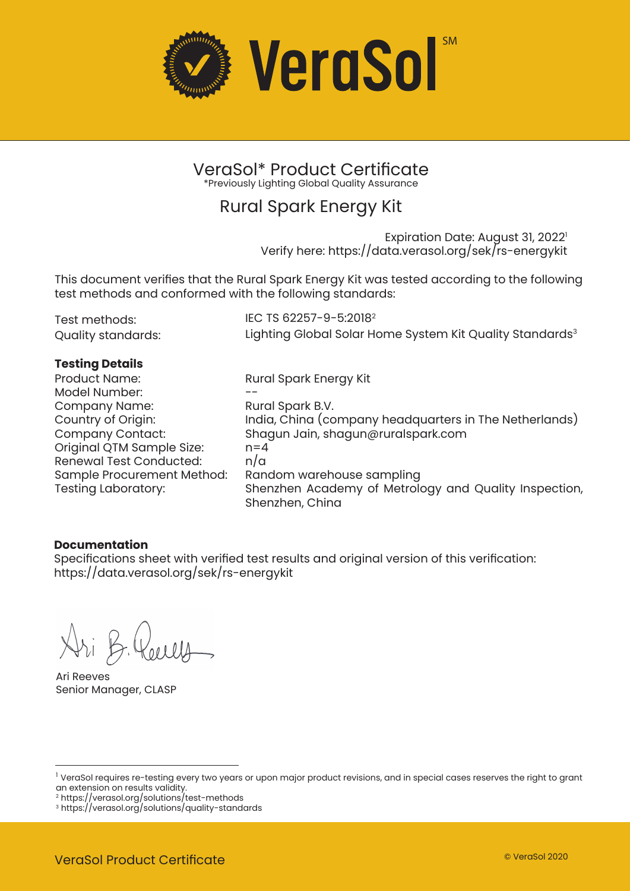# VeraSol℠

## VeraSol* Product Certificate

*Previously Lighting Global Quality Assurance

## Rural Spark Energy Kit

Expiration Date: August 31, 2022[1]
Verify here: https://data.verasol.org/sek/rs-energykit

This document verifies that the Rural Spark Energy Kit was tested according to the following test methods and conformed with the following standards:

Test methods: IEC TS 62257-9-5:2018[2]
Quality standards: Lighting Global Solar Home System Kit Quality Standards[3]

**Testing Details**

Product Name: Rural Spark Energy Kit
Model Number: --
Company Name: Rural Spark B.V.
Country of Origin: India, China (company headquarters in The Netherlands)
Company Contact: Shagun Jain, shagun@ruralspark.com
Original QTM Sample Size: n=4
Renewal Test Conducted: n/a
Sample Procurement Method: Random warehouse sampling
Testing Laboratory: Shenzhen Academy of Metrology and Quality Inspection, Shenzhen, China

**Documentation**

Specifications sheet with verified test results and original version of this verification: https://data.verasol.org/sek/rs-energykit

Ari B. Reeves

Ari Reeves
Senior Manager, CLASP

[1] VeraSol requires re-testing every two years or upon major product revisions, and in special cases reserves the right to grant an extension on results validity.
[2] https://verasol.org/solutions/test-methods
[3] https://verasol.org/solutions/quality-standards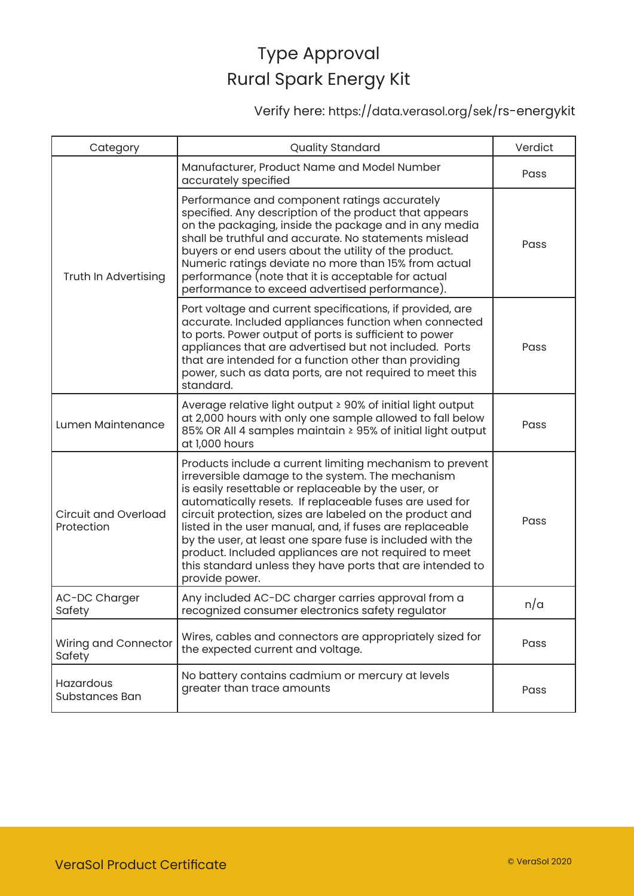# Type Approval
# Rural Spark Energy Kit

Verify here: https://data.verasol.org/sek/rs-energykit

| Category | Quality Standard | Verdict |
| --- | --- | --- |
| Truth In Advertising | Manufacturer, Product Name and Model Number accurately specified | Pass |
| | Performance and component ratings accurately specified. Any description of the product that appears on the packaging, inside the package and in any media shall be truthful and accurate. No statements mislead buyers or end users about the utility of the product. Numeric ratings deviate no more than 15% from actual performance (note that it is acceptable for actual performance to exceed advertised performance). | Pass |
| | Port voltage and current specifications, if provided, are accurate. Included appliances function when connected to ports. Power output of ports is sufficient to power appliances that are advertised but not included. Ports that are intended for a function other than providing power, such as data ports, are not required to meet this standard. | Pass |
| Lumen Maintenance | Average relative light output ≥ 90% of initial light output at 2,000 hours with only one sample allowed to fall below 85% OR All 4 samples maintain ≥ 95% of initial light output at 1,000 hours | Pass |
| Circuit and Overload Protection | Products include a current limiting mechanism to prevent irreversible damage to the system. The mechanism is easily resettable or replaceable by the user, or automatically resets. If replaceable fuses are used for circuit protection, sizes are labeled on the product and listed in the user manual, and, if fuses are replaceable by the user, at least one spare fuse is included with the product. Included appliances are not required to meet this standard unless they have ports that are intended to provide power. | Pass |
| AC-DC Charger Safety | Any included AC-DC charger carries approval from a recognized consumer electronics safety regulator | n/a |
| Wiring and Connector Safety | Wires, cables and connectors are appropriately sized for the expected current and voltage. | Pass |
| Hazardous Substances Ban | No battery contains cadmium or mercury at levels greater than trace amounts | Pass |

VeraSol Product Certificate

© VeraSol 2020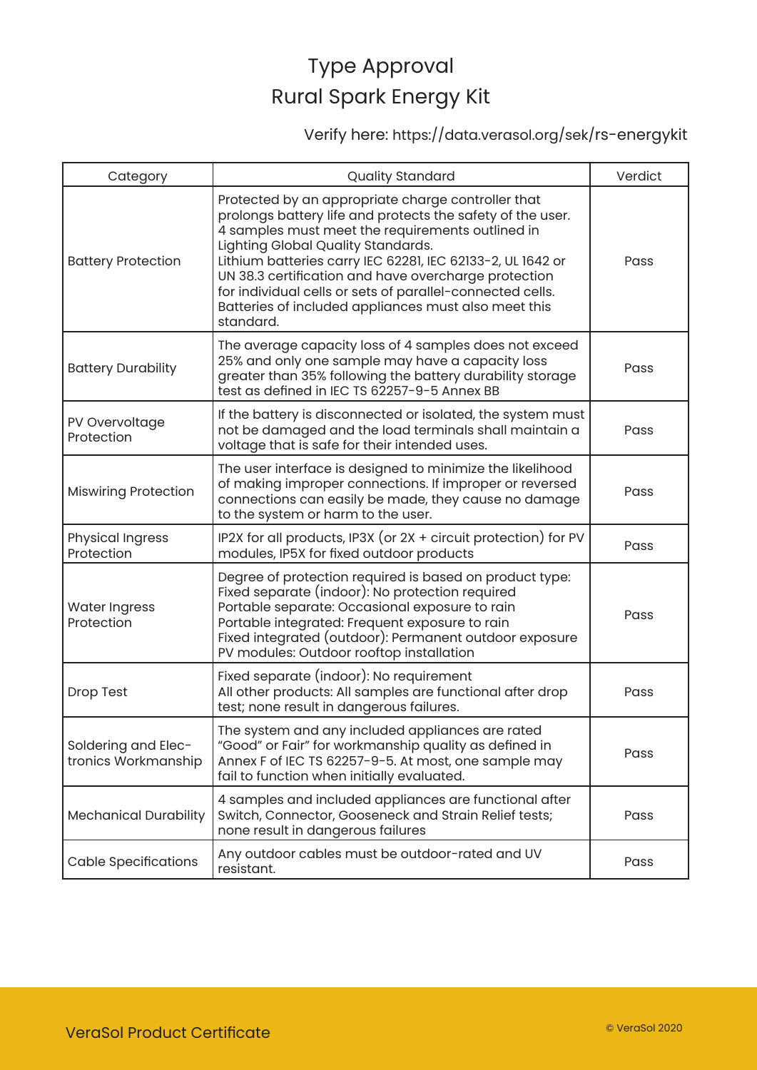# Type Approval
# Rural Spark Energy Kit

Verify here: https://data.verasol.org/sek/rs-energykit

| Category | Quality Standard | Verdict |
|---|---|---|
| Battery Protection | Protected by an appropriate charge controller that prolongs battery life and protects the safety of the user. 4 samples must meet the requirements outlined in Lighting Global Quality Standards. Lithium batteries carry IEC 62281, IEC 62133-2, UL 1642 or UN 38.3 certification and have overcharge protection for individual cells or sets of parallel-connected cells. Batteries of included appliances must also meet this standard. | Pass |
| Battery Durability | The average capacity loss of 4 samples does not exceed 25% and only one sample may have a capacity loss greater than 35% following the battery durability storage test as defined in IEC TS 62257-9-5 Annex BB | Pass |
| PV Overvoltage Protection | If the battery is disconnected or isolated, the system must not be damaged and the load terminals shall maintain a voltage that is safe for their intended uses. | Pass |
| Miswiring Protection | The user interface is designed to minimize the likelihood of making improper connections. If improper or reversed connections can easily be made, they cause no damage to the system or harm to the user. | Pass |
| Physical Ingress Protection | IP2X for all products, IP3X (or 2X + circuit protection) for PV modules, IP5X for fixed outdoor products | Pass |
| Water Ingress Protection | Degree of protection required is based on product type:<br>Fixed separate (indoor): No protection required<br>Portable separate: Occasional exposure to rain<br>Portable integrated: Frequent exposure to rain<br>Fixed integrated (outdoor): Permanent outdoor exposure<br>PV modules: Outdoor rooftop installation | Pass |
| Drop Test | Fixed separate (indoor): No requirement<br>All other products: All samples are functional after drop test; none result in dangerous failures. | Pass |
| Soldering and Electronics Workmanship | The system and any included appliances are rated "Good" or Fair" for workmanship quality as defined in Annex F of IEC TS 62257-9-5. At most, one sample may fail to function when initially evaluated. | Pass |
| Mechanical Durability | 4 samples and included appliances are functional after Switch, Connector, Gooseneck and Strain Relief tests; none result in dangerous failures | Pass |
| Cable Specifications | Any outdoor cables must be outdoor-rated and UV resistant. | Pass |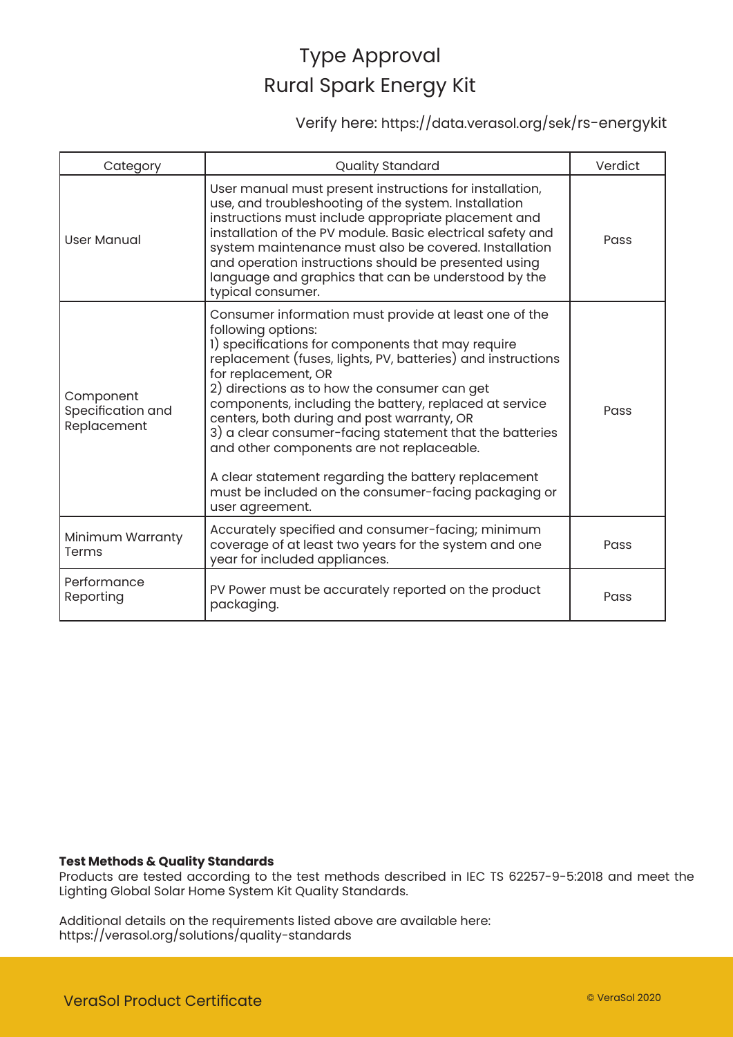# Type Approval
## Rural Spark Energy Kit

Verify here: https://data.verasol.org/sek/rs-energykit

| Category | Quality Standard | Verdict |
|---|---|---|
| User Manual | User manual must present instructions for installation, use, and troubleshooting of the system. Installation instructions must include appropriate placement and installation of the PV module. Basic electrical safety and system maintenance must also be covered. Installation and operation instructions should be presented using language and graphics that can be understood by the typical consumer. | Pass |
| Component Specification and Replacement | Consumer information must provide at least one of the following options:<br>1) specifications for components that may require replacement (fuses, lights, PV, batteries) and instructions for replacement, OR<br>2) directions as to how the consumer can get components, including the battery, replaced at service centers, both during and post warranty, OR<br>3) a clear consumer-facing statement that the batteries and other components are not replaceable.<br><br>A clear statement regarding the battery replacement must be included on the consumer-facing packaging or user agreement. | Pass |
| Minimum Warranty Terms | Accurately specified and consumer-facing; minimum coverage of at least two years for the system and one year for included appliances. | Pass |
| Performance Reporting | PV Power must be accurately reported on the product packaging. | Pass |

**Test Methods & Quality Standards**
Products are tested according to the test methods described in IEC TS 62257-9-5:2018 and meet the Lighting Global Solar Home System Kit Quality Standards.

Additional details on the requirements listed above are available here:
https://verasol.org/solutions/quality-standards

VeraSol Product Certificate

© VeraSol 2020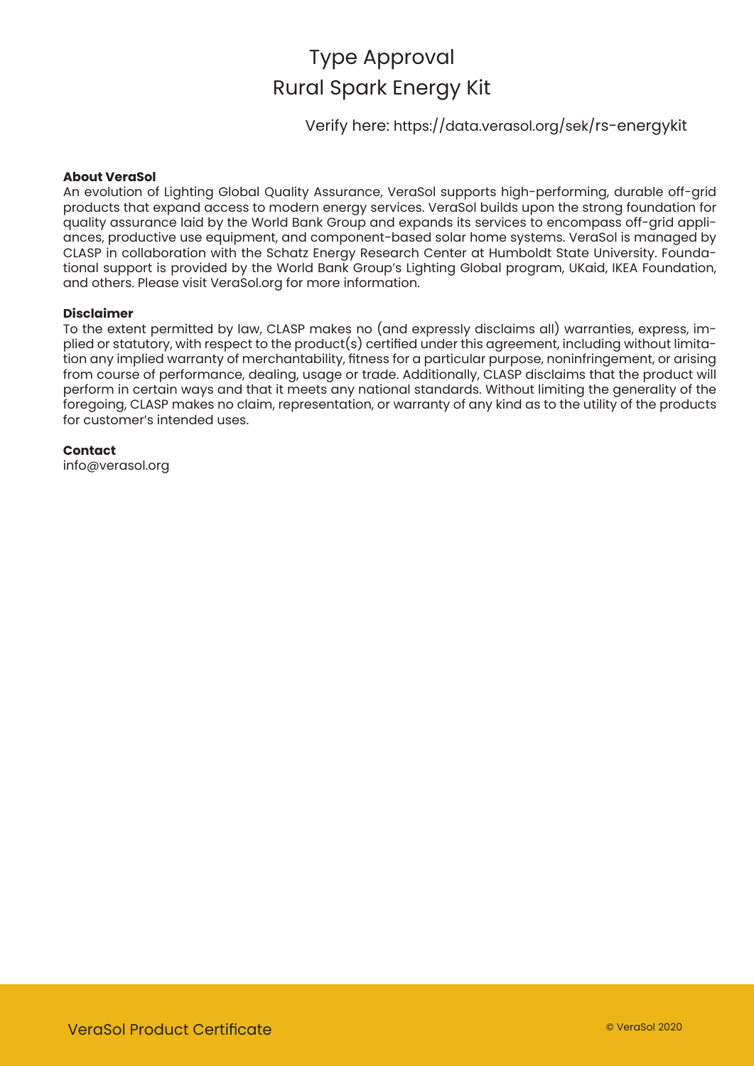# Type Approval
# Rural Spark Energy Kit

Verify here: https://data.verasol.org/sek/rs-energykit

**About VeraSol**

An evolution of Lighting Global Quality Assurance, VeraSol supports high-performing, durable off-grid products that expand access to modern energy services. VeraSol builds upon the strong foundation for quality assurance laid by the World Bank Group and expands its services to encompass off-grid appliances, productive use equipment, and component-based solar home systems. VeraSol is managed by CLASP in collaboration with the Schatz Energy Research Center at Humboldt State University. Foundational support is provided by the World Bank Group's Lighting Global program, UKaid, IKEA Foundation, and others. Please visit VeraSol.org for more information.

**Disclaimer**

To the extent permitted by law, CLASP makes no (and expressly disclaims all) warranties, express, implied or statutory, with respect to the product(s) certified under this agreement, including without limitation any implied warranty of merchantability, fitness for a particular purpose, noninfringement, or arising from course of performance, dealing, usage or trade. Additionally, CLASP disclaims that the product will perform in certain ways and that it meets any national standards. Without limiting the generality of the foregoing, CLASP makes no claim, representation, or warranty of any kind as to the utility of the products for customer's intended uses.

**Contact**

info@verasol.org

VeraSol Product Certificate

© VeraSol 2020